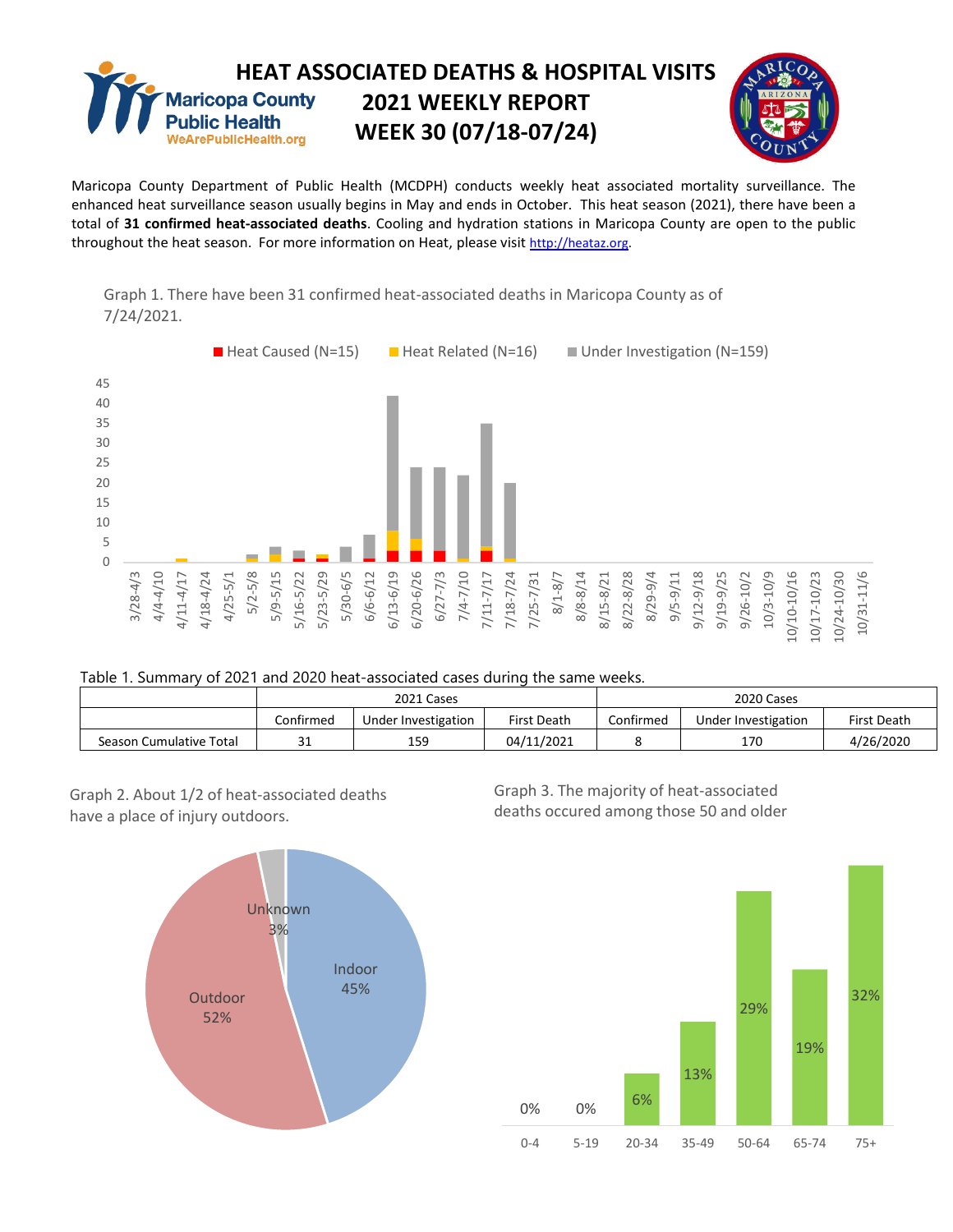# HEAT ASSOCIATED DEATHS & HOSPITAL VISITS

## 2021 WEEKLY REPORT

## WEEK 30 (07/18-07/24)

Maricopa County Department of Public Health (MCDPH) conducts weekly heat associated mortality surveillance. The enhanced heat surveillance season usually begins in May and ends in October. This heat season (2021), there have been a total of **31 confirmed heat-associated deaths**. Cooling and hydration stations in Maricopa County are open to the public throughout the heat season. For more information on Heat, please visit http://heataz.org.

Graph 1. There have been 31 confirmed heat-associated deaths in Maricopa County as of 7/24/2021.

Heat Caused (N=15) | Heat Related (N=16) | Under Investigation (N=159)

Table 1. Summary of 2021 and 2020 heat-associated cases during the same weeks.

| | 2021 Cases | | | 2020 Cases | | |
|---|---|---|---|---|---|---|
| | Confirmed | Under Investigation | First Death | Confirmed | Under Investigation | First Death |
| Season Cumulative Total | 31 | 159 | 04/11/2021 | 8 | 170 | 4/26/2020 |

Graph 2. About 1/2 of heat-associated deaths have a place of injury outdoors.

Outdoor 52% | Indoor 45% | Unknown 3%

Graph 3. The majority of heat-associated deaths occured among those 50 and older

| 0-4 | 5-19 | 20-34 | 35-49 | 50-64 | 65-74 | 75+ |
|---|---|---|---|---|---|---|
| 0% | 0% | 6% | 13% | 29% | 19% | 32% |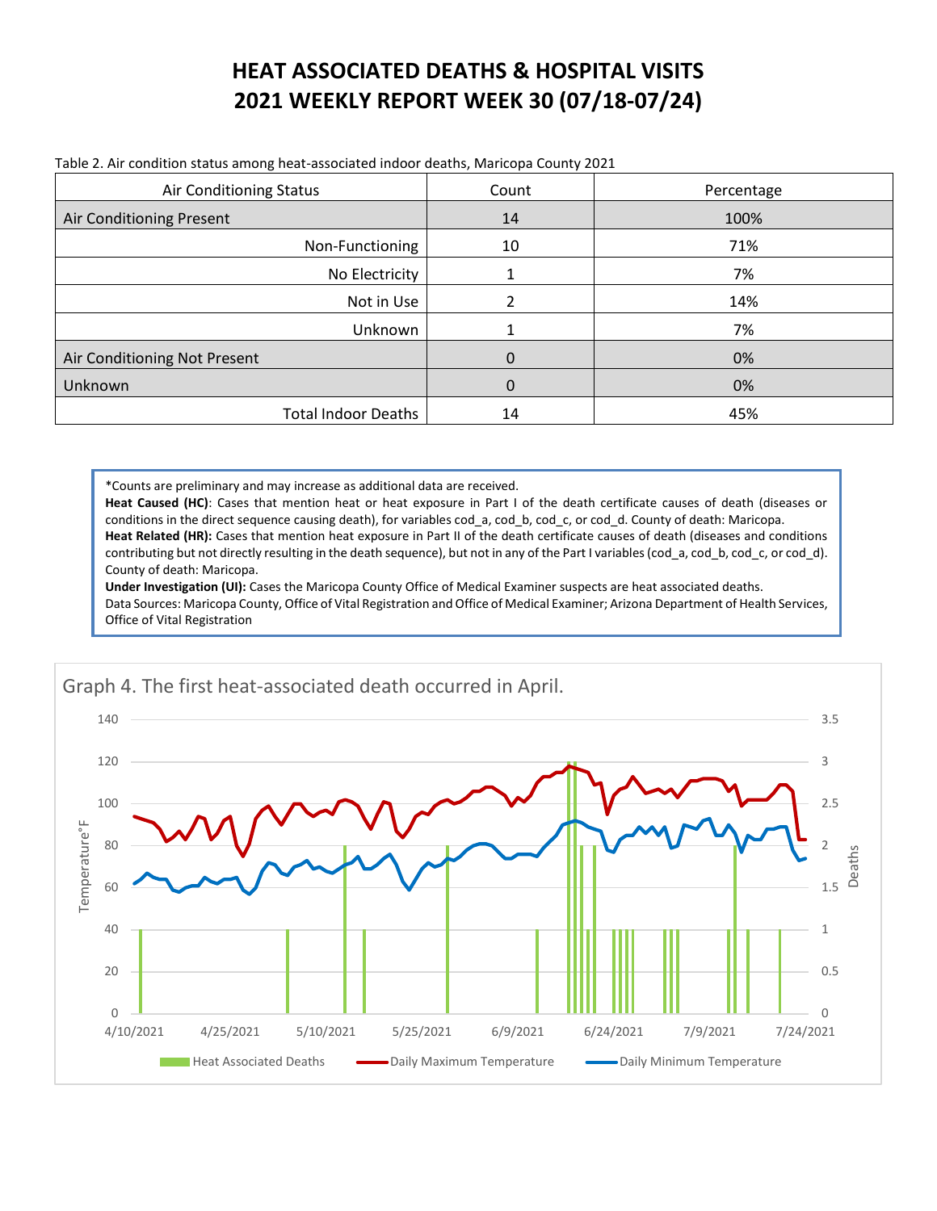# HEAT ASSOCIATED DEATHS & HOSPITAL VISITS
# 2021 WEEKLY REPORT WEEK 30 (07/18-07/24)

Table 2. Air condition status among heat-associated indoor deaths, Maricopa County 2021

| Air Conditioning Status | Count | Percentage |
|---|---|---|
| Air Conditioning Present | 14 | 100% |
| Non-Functioning | 10 | 71% |
| No Electricity | 1 | 7% |
| Not in Use | 2 | 14% |
| Unknown | 1 | 7% |
| Air Conditioning Not Present | 0 | 0% |
| Unknown | 0 | 0% |
| Total Indoor Deaths | 14 | 45% |

*Counts are preliminary and may increase as additional data are received.
**Heat Caused (HC)**: Cases that mention heat or heat exposure in Part I of the death certificate causes of death (diseases or conditions in the direct sequence causing death), for variables cod_a, cod_b, cod_c, or cod_d. County of death: Maricopa.
**Heat Related (HR):** Cases that mention heat exposure in Part II of the death certificate causes of death (diseases and conditions contributing but not directly resulting in the death sequence), but not in any of the Part I variables (cod_a, cod_b, cod_c, or cod_d). County of death: Maricopa.
**Under Investigation (UI):** Cases the Maricopa County Office of Medical Examiner suspects are heat associated deaths.
Data Sources: Maricopa County, Office of Vital Registration and Office of Medical Examiner; Arizona Department of Health Services, Office of Vital Registration

Graph 4. The first heat-associated death occurred in April.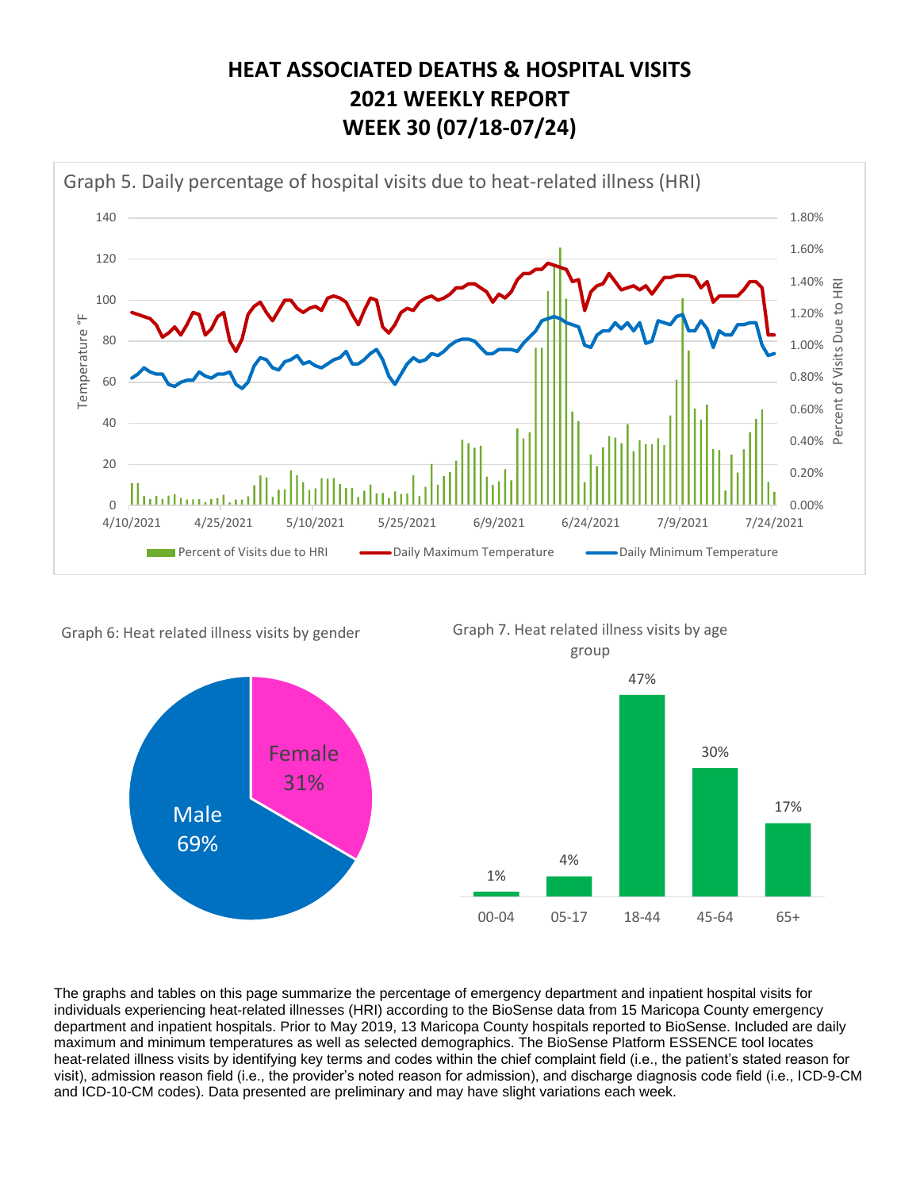# HEAT ASSOCIATED DEATHS & HOSPITAL VISITS
# 2021 WEEKLY REPORT
# WEEK 30 (07/18-07/24)

Graph 5. Daily percentage of hospital visits due to heat-related illness (HRI)

Temperature °F

140
120
100
80
60
40
20
0

Percent of Visits Due to HRI

1.80%
1.60%
1.40%
1.20%
1.00%
0.80%
0.60%
0.40%
0.20%
0.00%

4/10/2021
4/25/2021
5/10/2021
5/25/2021
6/9/2021
6/24/2021
7/9/2021
7/24/2021

Percent of Visits due to HRI
Daily Maximum Temperature
Daily Minimum Temperature

Graph 6: Heat related illness visits by gender

Female 31%
Male 69%

Graph 7. Heat related illness visits by age group

1%
4%
47%
30%
17%

00-04
05-17
18-44
45-64
65+

The graphs and tables on this page summarize the percentage of emergency department and inpatient hospital visits for individuals experiencing heat-related illnesses (HRI) according to the BioSense data from 15 Maricopa County emergency department and inpatient hospitals. Prior to May 2019, 13 Maricopa County hospitals reported to BioSense. Included are daily maximum and minimum temperatures as well as selected demographics. The BioSense Platform ESSENCE tool locates heat-related illness visits by identifying key terms and codes within the chief complaint field (i.e., the patient's stated reason for visit), admission reason field (i.e., the provider's noted reason for admission), and discharge diagnosis code field (i.e., ICD-9-CM and ICD-10-CM codes). Data presented are preliminary and may have slight variations each week.